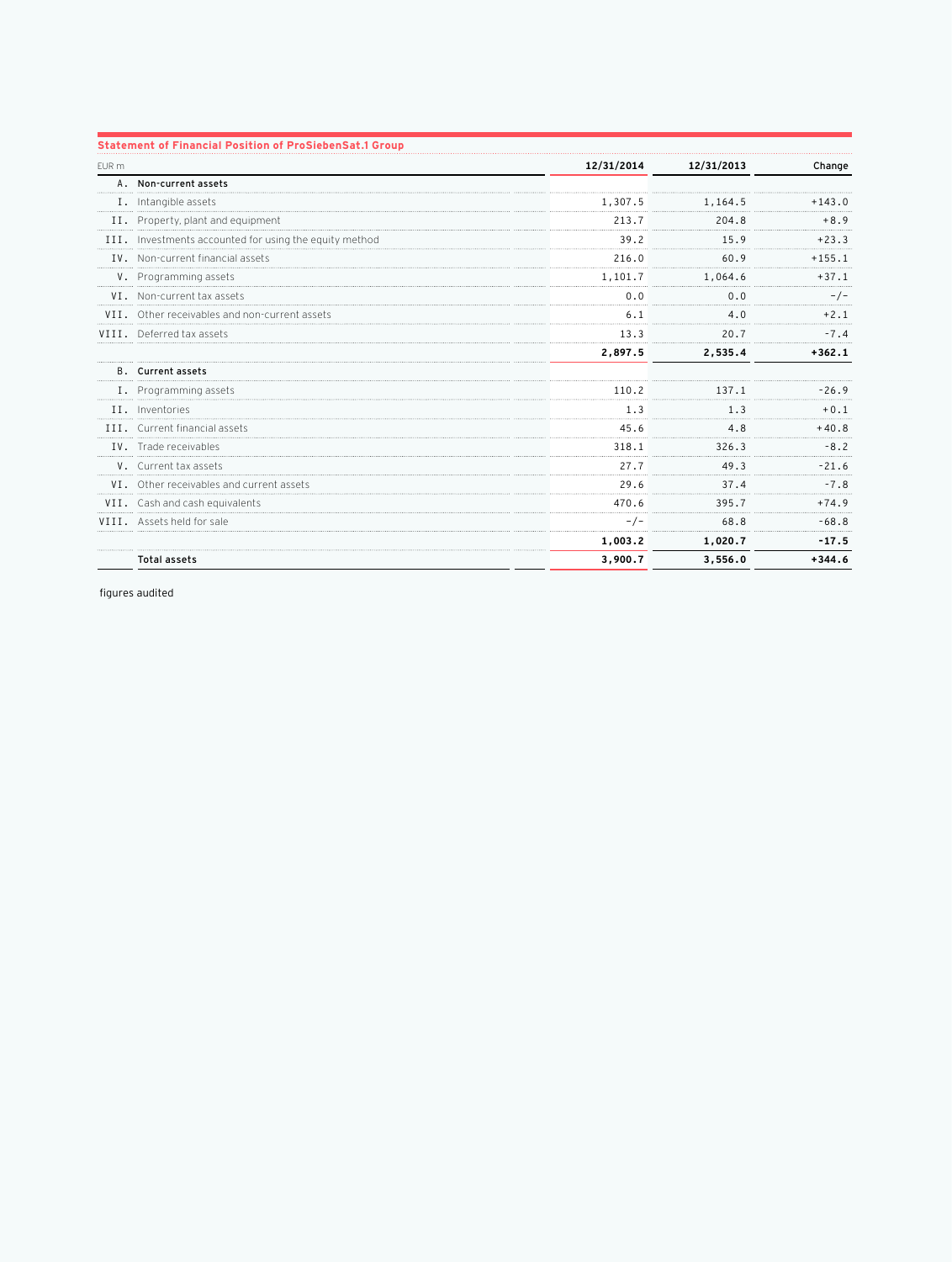**Statement of Financial Position of ProSiebenSat.1 Group**

| EUR m | | 12/31/2014 | 12/31/2013 | Change |
|---|---|---|---|---|
| A. | **Non-current assets** | | | |
| I. | Intangible assets | 1,307.5 | 1,164.5 | +143.0 |
| II. | Property, plant and equipment | 213.7 | 204.8 | +8.9 |
| III. | Investments accounted for using the equity method | 39.2 | 15.9 | +23.3 |
| IV. | Non-current financial assets | 216.0 | 60.9 | +155.1 |
| V. | Programming assets | 1,101.7 | 1,064.6 | +37.1 |
| VI. | Non-current tax assets | 0.0 | 0.0 | -/- |
| VII. | Other receivables and non-current assets | 6.1 | 4.0 | +2.1 |
| VIII. | Deferred tax assets | 13.3 | 20.7 | -7.4 |
| | | **2,897.5** | **2,535.4** | **+362.1** |
| B. | **Current assets** | | | |
| I. | Programming assets | 110.2 | 137.1 | -26.9 |
| II. | Inventories | 1.3 | 1.3 | +0.1 |
| III. | Current financial assets | 45.6 | 4.8 | +40.8 |
| IV. | Trade receivables | 318.1 | 326.3 | -8.2 |
| V. | Current tax assets | 27.7 | 49.3 | -21.6 |
| VI. | Other receivables and current assets | 29.6 | 37.4 | -7.8 |
| VII. | Cash and cash equivalents | 470.6 | 395.7 | +74.9 |
| VIII. | Assets held for sale | -/- | 68.8 | -68.8 |
| | | **1,003.2** | **1,020.7** | **-17.5** |
| | **Total assets** | **3,900.7** | **3,556.0** | **+344.6** |

figures audited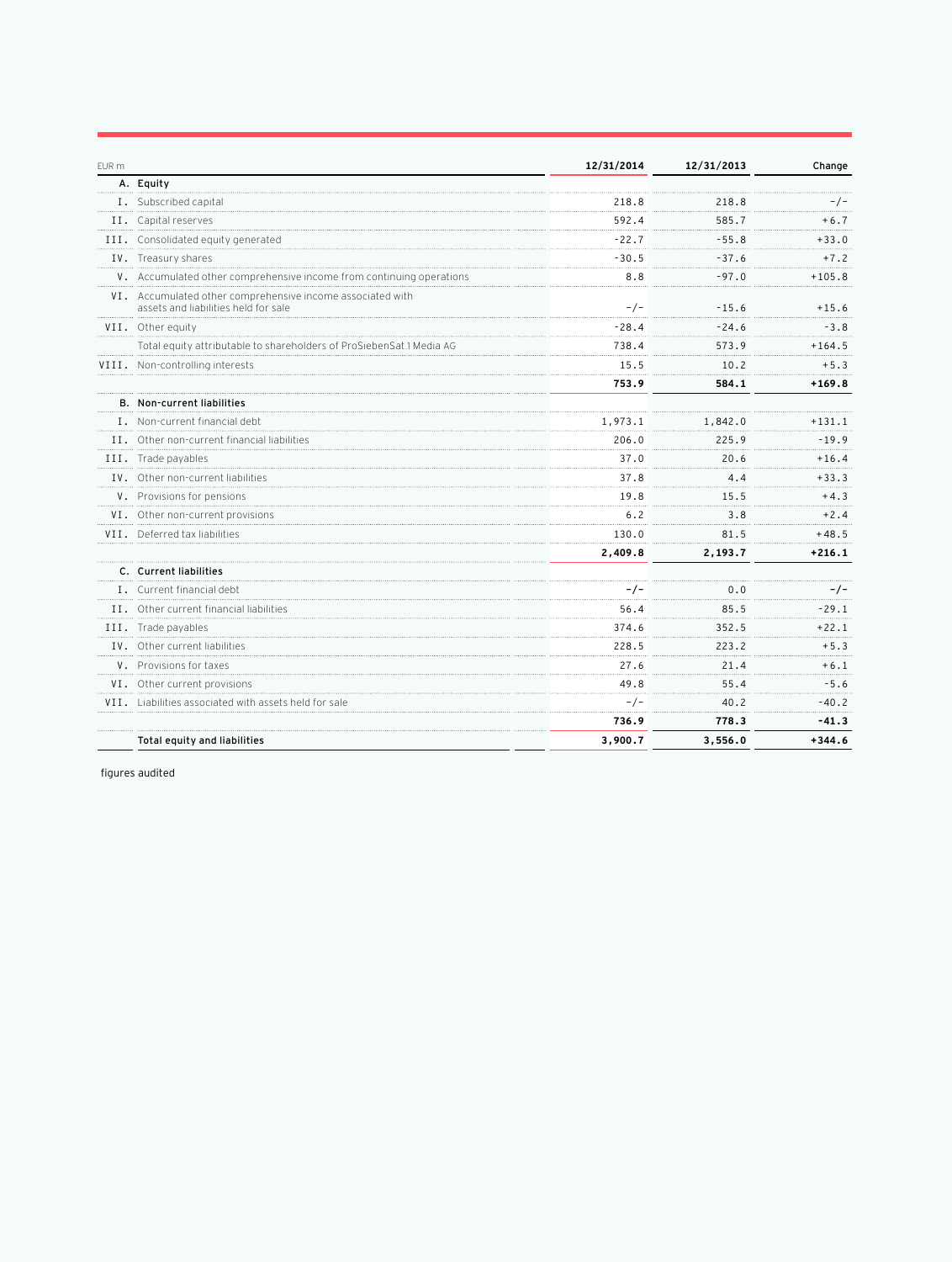| EUR m | | 12/31/2014 | 12/31/2013 | Change |
|---|---|---|---|---|
| A. | **Equity** | | | |
| I. | Subscribed capital | 218.8 | 218.8 | -/- |
| II. | Capital reserves | 592.4 | 585.7 | +6.7 |
| III. | Consolidated equity generated | -22.7 | -55.8 | +33.0 |
| IV. | Treasury shares | -30.5 | -37.6 | +7.2 |
| V. | Accumulated other comprehensive income from continuing operations | 8.8 | -97.0 | +105.8 |
| VI. | Accumulated other comprehensive income associated with assets and liabilities held for sale | -/- | -15.6 | +15.6 |
| VII. | Other equity | -28.4 | -24.6 | -3.8 |
| | Total equity attributable to shareholders of ProSiebenSat.1 Media AG | 738.4 | 573.9 | +164.5 |
| VIII. | Non-controlling interests | 15.5 | 10.2 | +5.3 |
| | | **753.9** | **584.1** | **+169.8** |
| B. | **Non-current liabilities** | | | |
| I. | Non-current financial debt | 1,973.1 | 1,842.0 | +131.1 |
| II. | Other non-current financial liabilities | 206.0 | 225.9 | -19.9 |
| III. | Trade payables | 37.0 | 20.6 | +16.4 |
| IV. | Other non-current liabilities | 37.8 | 4.4 | +33.3 |
| V. | Provisions for pensions | 19.8 | 15.5 | +4.3 |
| VI. | Other non-current provisions | 6.2 | 3.8 | +2.4 |
| VII. | Deferred tax liabilities | 130.0 | 81.5 | +48.5 |
| | | **2,409.8** | **2,193.7** | **+216.1** |
| C. | **Current liabilities** | | | |
| I. | Current financial debt | -/- | 0.0 | -/- |
| II. | Other current financial liabilities | 56.4 | 85.5 | -29.1 |
| III. | Trade payables | 374.6 | 352.5 | +22.1 |
| IV. | Other current liabilities | 228.5 | 223.2 | +5.3 |
| V. | Provisions for taxes | 27.6 | 21.4 | +6.1 |
| VI. | Other current provisions | 49.8 | 55.4 | -5.6 |
| VII. | Liabilities associated with assets held for sale | -/- | 40.2 | -40.2 |
| | | **736.9** | **778.3** | **-41.3** |
| | **Total equity and liabilities** | **3,900.7** | **3,556.0** | **+344.6** |

figures audited